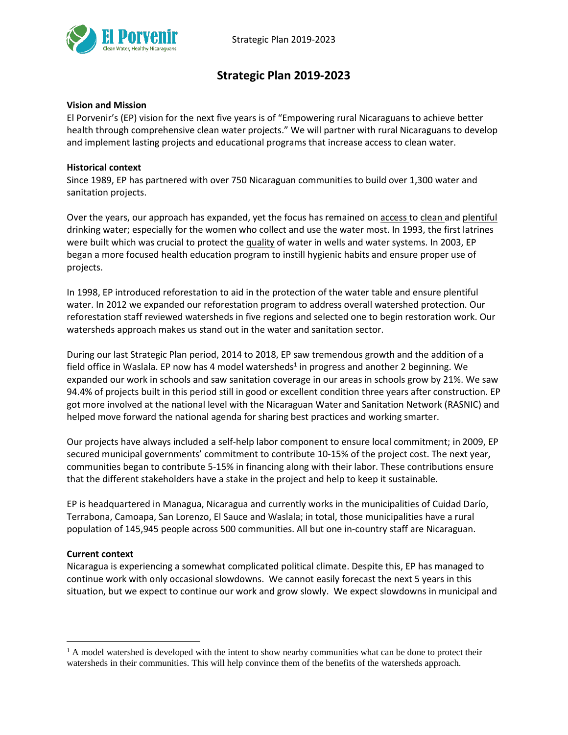# Strategic Plan 2019-2023

**Vision and Mission**

El Porvenir's (EP) vision for the next five years is of "Empowering rural Nicaraguans to achieve better health through comprehensive clean water projects." We will partner with rural Nicaraguans to develop and implement lasting projects and educational programs that increase access to clean water.

**Historical context**

Since 1989, EP has partnered with over 750 Nicaraguan communities to build over 1,300 water and sanitation projects.

Over the years, our approach has expanded, yet the focus has remained on <u>access</u> to <u>clean</u> and <u>plentiful</u> drinking water; especially for the women who collect and use the water most. In 1993, the first latrines were built which was crucial to protect the <u>quality</u> of water in wells and water systems. In 2003, EP began a more focused health education program to instill hygienic habits and ensure proper use of projects.

In 1998, EP introduced reforestation to aid in the protection of the water table and ensure plentiful water. In 2012 we expanded our reforestation program to address overall watershed protection. Our reforestation staff reviewed watersheds in five regions and selected one to begin restoration work. Our watersheds approach makes us stand out in the water and sanitation sector.

During our last Strategic Plan period, 2014 to 2018, EP saw tremendous growth and the addition of a field office in Waslala. EP now has 4 model watersheds[1] in progress and another 2 beginning. We expanded our work in schools and saw sanitation coverage in our areas in schools grow by 21%. We saw 94.4% of projects built in this period still in good or excellent condition three years after construction. EP got more involved at the national level with the Nicaraguan Water and Sanitation Network (RASNIC) and helped move forward the national agenda for sharing best practices and working smarter.

Our projects have always included a self-help labor component to ensure local commitment; in 2009, EP secured municipal governments' commitment to contribute 10-15% of the project cost. The next year, communities began to contribute 5-15% in financing along with their labor. These contributions ensure that the different stakeholders have a stake in the project and help to keep it sustainable.

EP is headquartered in Managua, Nicaragua and currently works in the municipalities of Cuidad Darío, Terrabona, Camoapa, San Lorenzo, El Sauce and Waslala; in total, those municipalities have a rural population of 145,945 people across 500 communities. All but one in-country staff are Nicaraguan.

**Current context**

Nicaragua is experiencing a somewhat complicated political climate. Despite this, EP has managed to continue work with only occasional slowdowns. We cannot easily forecast the next 5 years in this situation, but we expect to continue our work and grow slowly. We expect slowdowns in municipal and

---

[1] A model watershed is developed with the intent to show nearby communities what can be done to protect their watersheds in their communities. This will help convince them of the benefits of the watersheds approach.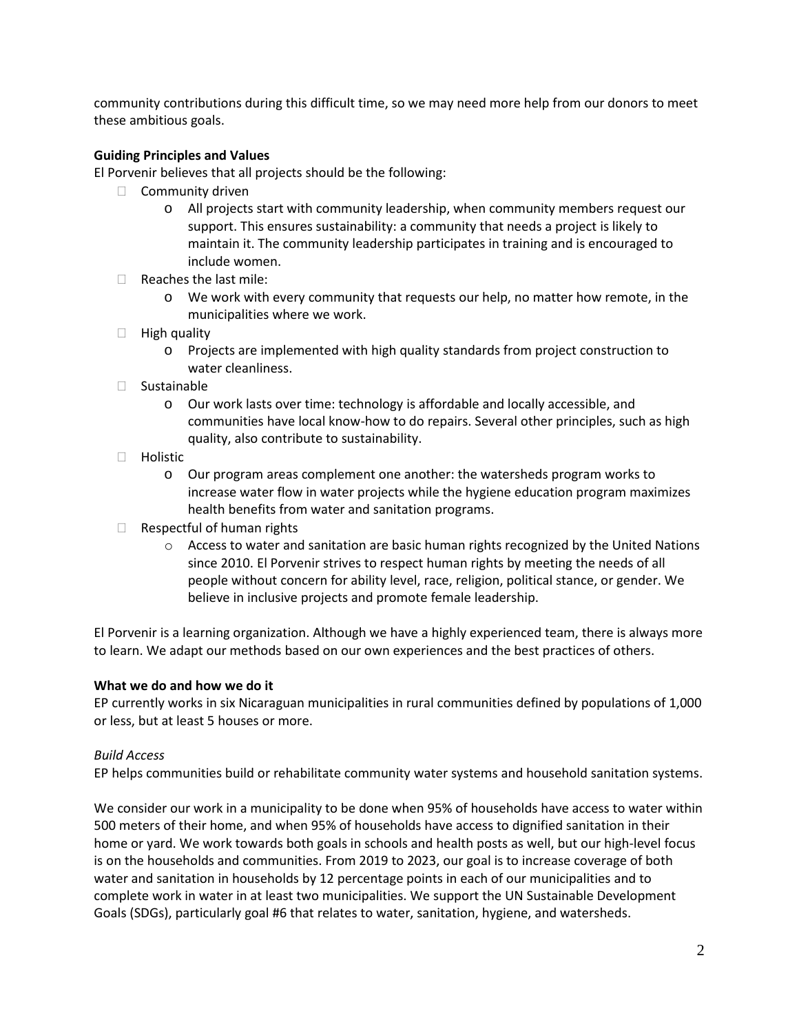community contributions during this difficult time, so we may need more help from our donors to meet these ambitious goals.

**Guiding Principles and Values**

El Porvenir believes that all projects should be the following:

- Community driven
  - All projects start with community leadership, when community members request our support. This ensures sustainability: a community that needs a project is likely to maintain it. The community leadership participates in training and is encouraged to include women.
- Reaches the last mile:
  - We work with every community that requests our help, no matter how remote, in the municipalities where we work.
- High quality
  - Projects are implemented with high quality standards from project construction to water cleanliness.
- Sustainable
  - Our work lasts over time: technology is affordable and locally accessible, and communities have local know-how to do repairs. Several other principles, such as high quality, also contribute to sustainability.
- Holistic
  - Our program areas complement one another: the watersheds program works to increase water flow in water projects while the hygiene education program maximizes health benefits from water and sanitation programs.
- Respectful of human rights
  - Access to water and sanitation are basic human rights recognized by the United Nations since 2010. El Porvenir strives to respect human rights by meeting the needs of all people without concern for ability level, race, religion, political stance, or gender. We believe in inclusive projects and promote female leadership.

El Porvenir is a learning organization. Although we have a highly experienced team, there is always more to learn. We adapt our methods based on our own experiences and the best practices of others.

**What we do and how we do it**

EP currently works in six Nicaraguan municipalities in rural communities defined by populations of 1,000 or less, but at least 5 houses or more.

*Build Access*

EP helps communities build or rehabilitate community water systems and household sanitation systems.

We consider our work in a municipality to be done when 95% of households have access to water within 500 meters of their home, and when 95% of households have access to dignified sanitation in their home or yard. We work towards both goals in schools and health posts as well, but our high-level focus is on the households and communities. From 2019 to 2023, our goal is to increase coverage of both water and sanitation in households by 12 percentage points in each of our municipalities and to complete work in water in at least two municipalities. We support the UN Sustainable Development Goals (SDGs), particularly goal #6 that relates to water, sanitation, hygiene, and watersheds.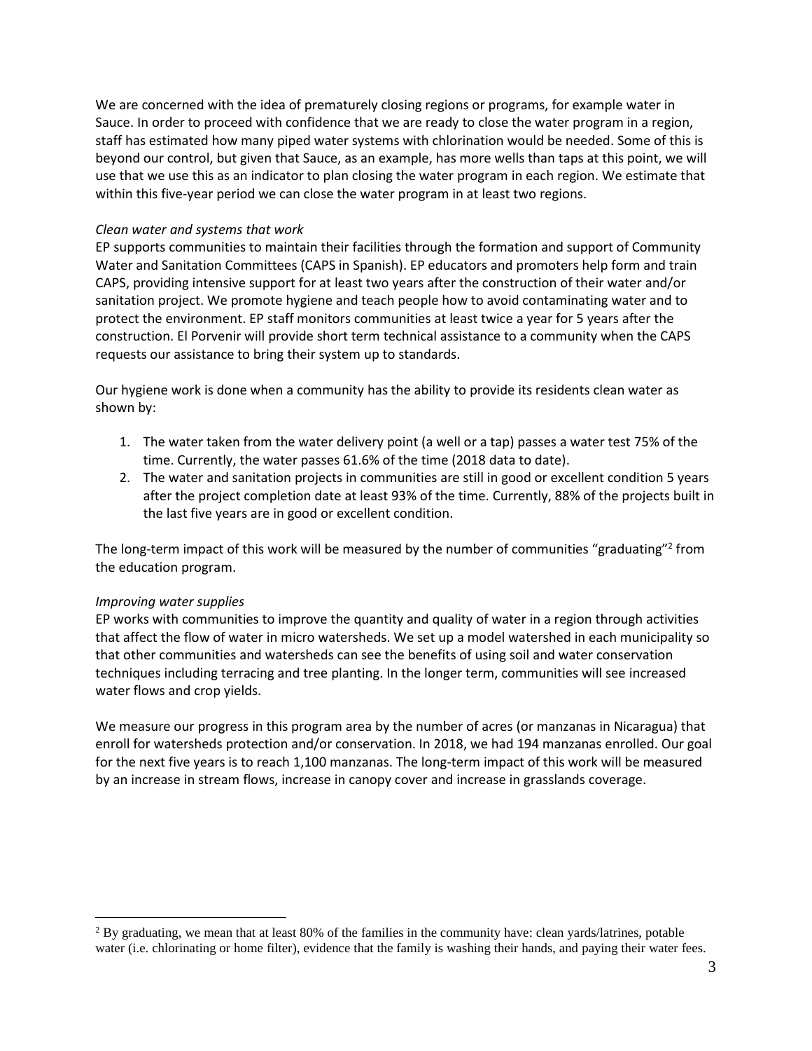We are concerned with the idea of prematurely closing regions or programs, for example water in Sauce. In order to proceed with confidence that we are ready to close the water program in a region, staff has estimated how many piped water systems with chlorination would be needed. Some of this is beyond our control, but given that Sauce, as an example, has more wells than taps at this point, we will use that we use this as an indicator to plan closing the water program in each region. We estimate that within this five-year period we can close the water program in at least two regions.

*Clean water and systems that work*

EP supports communities to maintain their facilities through the formation and support of Community Water and Sanitation Committees (CAPS in Spanish). EP educators and promoters help form and train CAPS, providing intensive support for at least two years after the construction of their water and/or sanitation project. We promote hygiene and teach people how to avoid contaminating water and to protect the environment. EP staff monitors communities at least twice a year for 5 years after the construction. El Porvenir will provide short term technical assistance to a community when the CAPS requests our assistance to bring their system up to standards.

Our hygiene work is done when a community has the ability to provide its residents clean water as shown by:

1. The water taken from the water delivery point (a well or a tap) passes a water test 75% of the time. Currently, the water passes 61.6% of the time (2018 data to date).
2. The water and sanitation projects in communities are still in good or excellent condition 5 years after the project completion date at least 93% of the time. Currently, 88% of the projects built in the last five years are in good or excellent condition.

The long-term impact of this work will be measured by the number of communities "graduating"[2] from the education program.

*Improving water supplies*

EP works with communities to improve the quantity and quality of water in a region through activities that affect the flow of water in micro watersheds. We set up a model watershed in each municipality so that other communities and watersheds can see the benefits of using soil and water conservation techniques including terracing and tree planting. In the longer term, communities will see increased water flows and crop yields.

We measure our progress in this program area by the number of acres (or manzanas in Nicaragua) that enroll for watersheds protection and/or conservation. In 2018, we had 194 manzanas enrolled. Our goal for the next five years is to reach 1,100 manzanas. The long-term impact of this work will be measured by an increase in stream flows, increase in canopy cover and increase in grasslands coverage.

[2] By graduating, we mean that at least 80% of the families in the community have: clean yards/latrines, potable water (i.e. chlorinating or home filter), evidence that the family is washing their hands, and paying their water fees.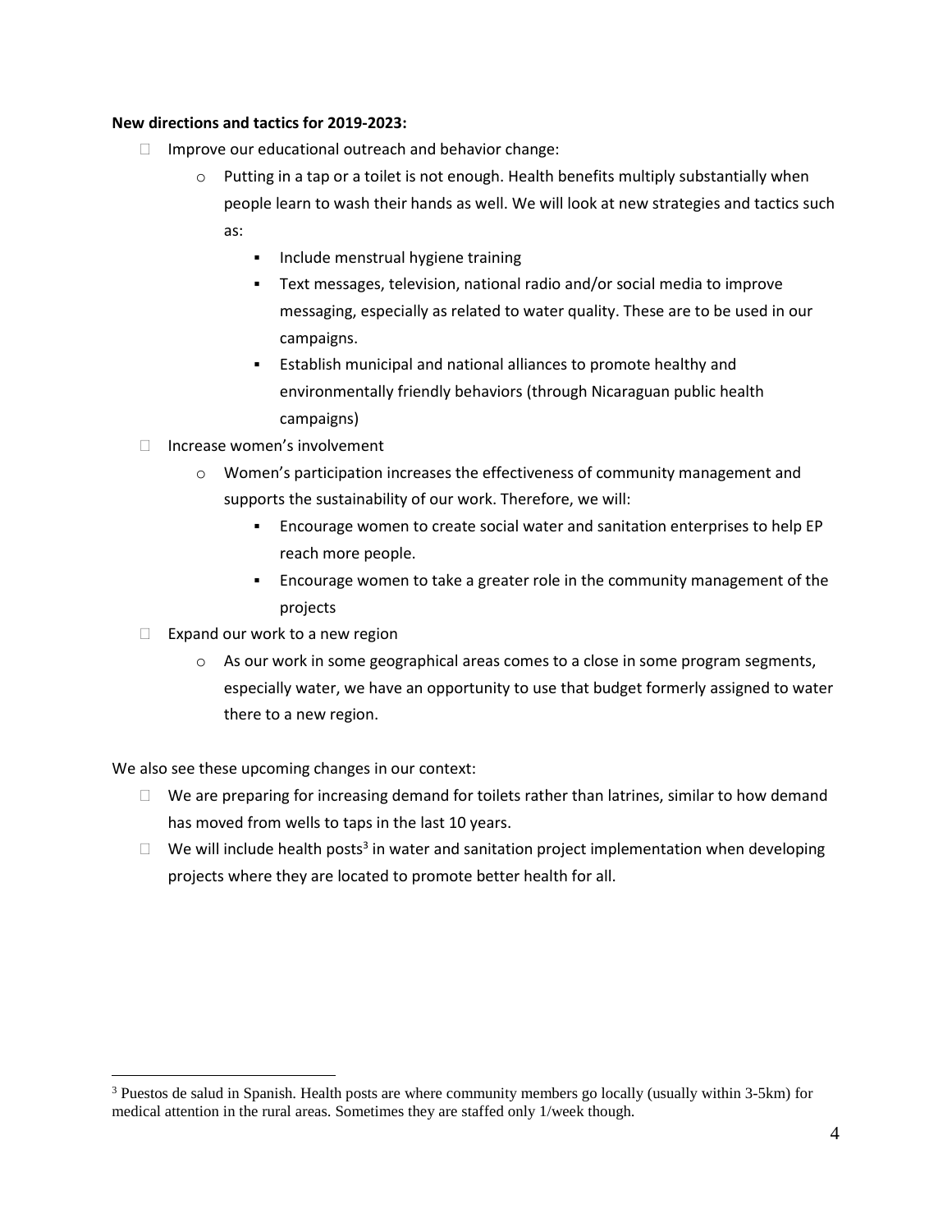**New directions and tactics for 2019-2023:**

- Improve our educational outreach and behavior change:
  - Putting in a tap or a toilet is not enough. Health benefits multiply substantially when people learn to wash their hands as well. We will look at new strategies and tactics such as:
    - Include menstrual hygiene training
    - Text messages, television, national radio and/or social media to improve messaging, especially as related to water quality. These are to be used in our campaigns.
    - Establish municipal and national alliances to promote healthy and environmentally friendly behaviors (through Nicaraguan public health campaigns)
- Increase women's involvement
  - Women's participation increases the effectiveness of community management and supports the sustainability of our work. Therefore, we will:
    - Encourage women to create social water and sanitation enterprises to help EP reach more people.
    - Encourage women to take a greater role in the community management of the projects
- Expand our work to a new region
  - As our work in some geographical areas comes to a close in some program segments, especially water, we have an opportunity to use that budget formerly assigned to water there to a new region.

We also see these upcoming changes in our context:

- We are preparing for increasing demand for toilets rather than latrines, similar to how demand has moved from wells to taps in the last 10 years.
- We will include health posts[3] in water and sanitation project implementation when developing projects where they are located to promote better health for all.

[3] Puestos de salud in Spanish. Health posts are where community members go locally (usually within 3-5km) for medical attention in the rural areas. Sometimes they are staffed only 1/week though.